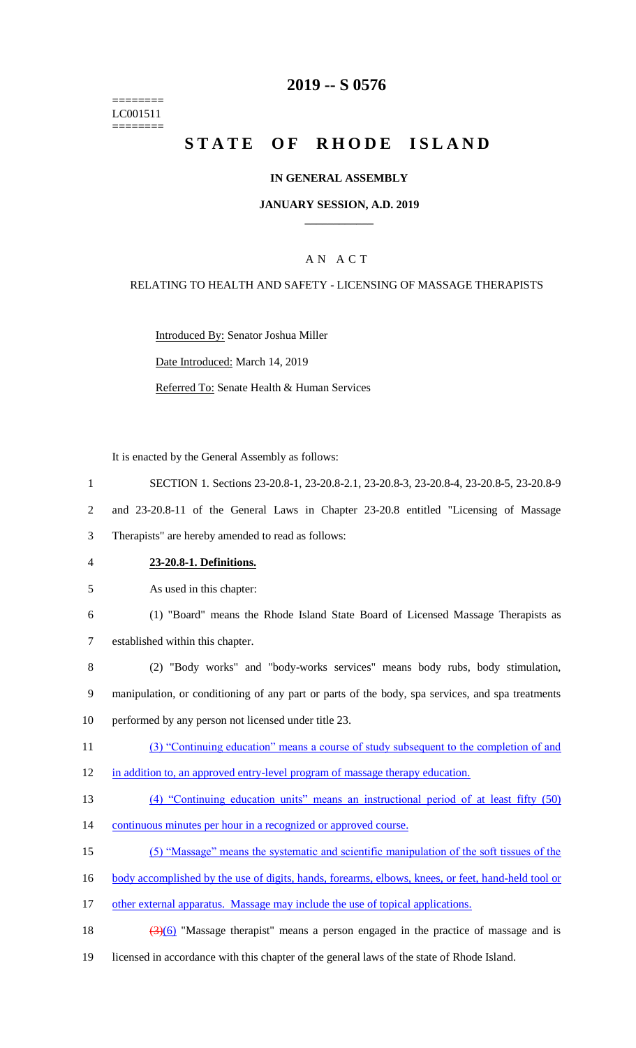======== LC001511 ========

# 2019 -- S 0576

# STATE OF RHODE ISLAND

## IN GENERAL ASSEMBLY

### JANUARY SESSION, A.D. 2019

## A N A C T

### RELATING TO HEALTH AND SAFETY - LICENSING OF MASSAGE THERAPISTS

Introduced By: Senator Joshua Miller

Date Introduced: March 14, 2019

Referred To: Senate Health & Human Services

It is enacted by the General Assembly as follows:

1 SECTION 1. Sections 23-20.8-1, 23-20.8-2.1, 23-20.8-3, 23-20.8-4, 23-20.8-5, 23-20.8-9
2 and 23-20.8-11 of the General Laws in Chapter 23-20.8 entitled "Licensing of Massage
3 Therapists" are hereby amended to read as follows:

4 **23-20.8-1. Definitions.**

5 As used in this chapter:

6 (1) "Board" means the Rhode Island State Board of Licensed Massage Therapists as
7 established within this chapter.

8 (2) "Body works" and "body-works services" means body rubs, body stimulation,
9 manipulation, or conditioning of any part or parts of the body, spa services, and spa treatments
10 performed by any person not licensed under title 23.

11 (3) "Continuing education" means a course of study subsequent to the completion of and
12 in addition to, an approved entry-level program of massage therapy education.

13 (4) "Continuing education units" means an instructional period of at least fifty (50)
14 continuous minutes per hour in a recognized or approved course.

15 (5) "Massage" means the systematic and scientific manipulation of the soft tissues of the
16 body accomplished by the use of digits, hands, forearms, elbows, knees, or feet, hand-held tool or
17 other external apparatus. Massage may include the use of topical applications.

18 ~~(3)~~(6) "Massage therapist" means a person engaged in the practice of massage and is
19 licensed in accordance with this chapter of the general laws of the state of Rhode Island.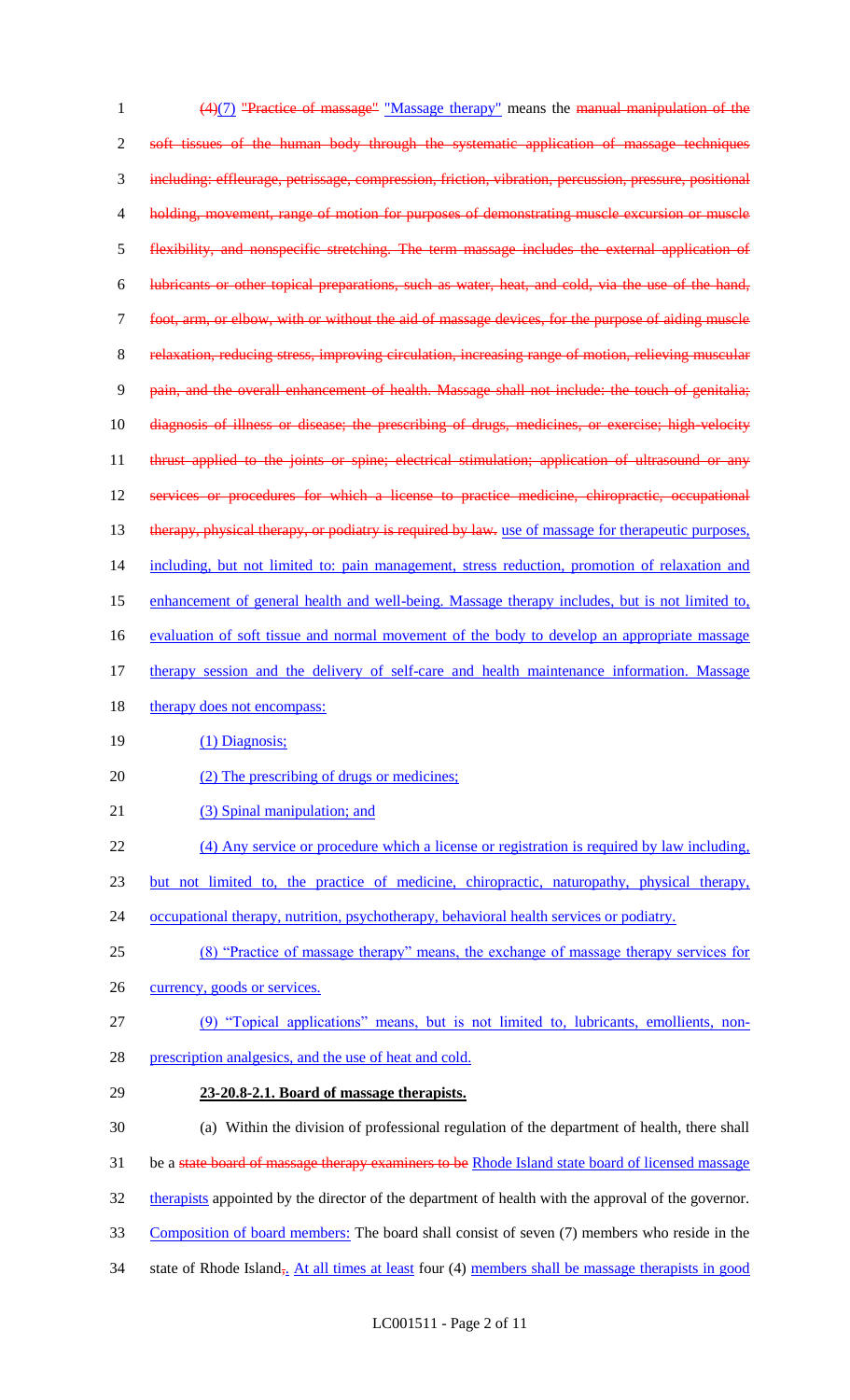~~(4)~~(7) ~~"Practice of massage"~~ "Massage therapy" means the ~~manual manipulation of the soft tissues of the human body through the systematic application of massage techniques including: effleurage, petrissage, compression, friction, vibration, percussion, pressure, positional holding, movement, range of motion for purposes of demonstrating muscle excursion or muscle flexibility, and nonspecific stretching. The term massage includes the external application of lubricants or other topical preparations, such as water, heat, and cold, via the use of the hand, foot, arm, or elbow, with or without the aid of massage devices, for the purpose of aiding muscle relaxation, reducing stress, improving circulation, increasing range of motion, relieving muscular pain, and the overall enhancement of health. Massage shall not include: the touch of genitalia; diagnosis of illness or disease; the prescribing of drugs, medicines, or exercise; high-velocity thrust applied to the joints or spine; electrical stimulation; application of ultrasound or any services or procedures for which a license to practice medicine, chiropractic, occupational therapy, physical therapy, or podiatry is required by law.~~ use of massage for therapeutic purposes, including, but not limited to: pain management, stress reduction, promotion of relaxation and enhancement of general health and well-being. Massage therapy includes, but is not limited to, evaluation of soft tissue and normal movement of the body to develop an appropriate massage therapy session and the delivery of self-care and health maintenance information. Massage therapy does not encompass:

(1) Diagnosis;

(2) The prescribing of drugs or medicines;

(3) Spinal manipulation; and

(4) Any service or procedure which a license or registration is required by law including, but not limited to, the practice of medicine, chiropractic, naturopathy, physical therapy, occupational therapy, nutrition, psychotherapy, behavioral health services or podiatry.

(8) "Practice of massage therapy" means, the exchange of massage therapy services for currency, goods or services.

(9) "Topical applications" means, but is not limited to, lubricants, emollients, non-prescription analgesics, and the use of heat and cold.

**23-20.8-2.1. Board of massage therapists.**

(a) Within the division of professional regulation of the department of health, there shall be a ~~state board of massage therapy examiners to be~~ Rhode Island state board of licensed massage therapists appointed by the director of the department of health with the approval of the governor. Composition of board members: The board shall consist of seven (7) members who reside in the state of Rhode Island~~,~~. At all times at least four (4) members shall be massage therapists in good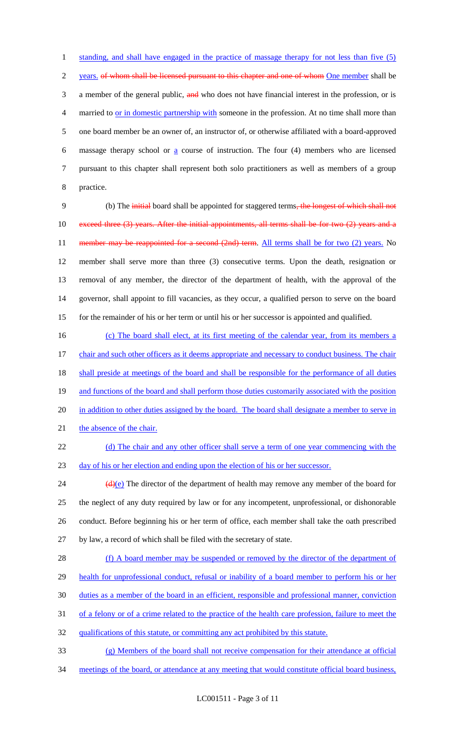standing, and shall have engaged in the practice of massage therapy for not less than five (5) years. of whom shall be licensed pursuant to this chapter and one of whom One member shall be a member of the general public, and who does not have financial interest in the profession, or is married to or in domestic partnership with someone in the profession. At no time shall more than one board member be an owner of, an instructor of, or otherwise affiliated with a board-approved massage therapy school or a course of instruction. The four (4) members who are licensed pursuant to this chapter shall represent both solo practitioners as well as members of a group practice.

(b) The initial board shall be appointed for staggered terms, the longest of which shall not exceed three (3) years. After the initial appointments, all terms shall be for two (2) years and a member may be reappointed for a second (2nd) term. All terms shall be for two (2) years. No member shall serve more than three (3) consecutive terms. Upon the death, resignation or removal of any member, the director of the department of health, with the approval of the governor, shall appoint to fill vacancies, as they occur, a qualified person to serve on the board for the remainder of his or her term or until his or her successor is appointed and qualified.

(c) The board shall elect, at its first meeting of the calendar year, from its members a chair and such other officers as it deems appropriate and necessary to conduct business. The chair shall preside at meetings of the board and shall be responsible for the performance of all duties and functions of the board and shall perform those duties customarily associated with the position in addition to other duties assigned by the board. The board shall designate a member to serve in the absence of the chair.

(d) The chair and any other officer shall serve a term of one year commencing with the day of his or her election and ending upon the election of his or her successor.

(d)(e) The director of the department of health may remove any member of the board for the neglect of any duty required by law or for any incompetent, unprofessional, or dishonorable conduct. Before beginning his or her term of office, each member shall take the oath prescribed by law, a record of which shall be filed with the secretary of state.

(f) A board member may be suspended or removed by the director of the department of health for unprofessional conduct, refusal or inability of a board member to perform his or her duties as a member of the board in an efficient, responsible and professional manner, conviction of a felony or of a crime related to the practice of the health care profession, failure to meet the qualifications of this statute, or committing any act prohibited by this statute.

(g) Members of the board shall not receive compensation for their attendance at official meetings of the board, or attendance at any meeting that would constitute official board business,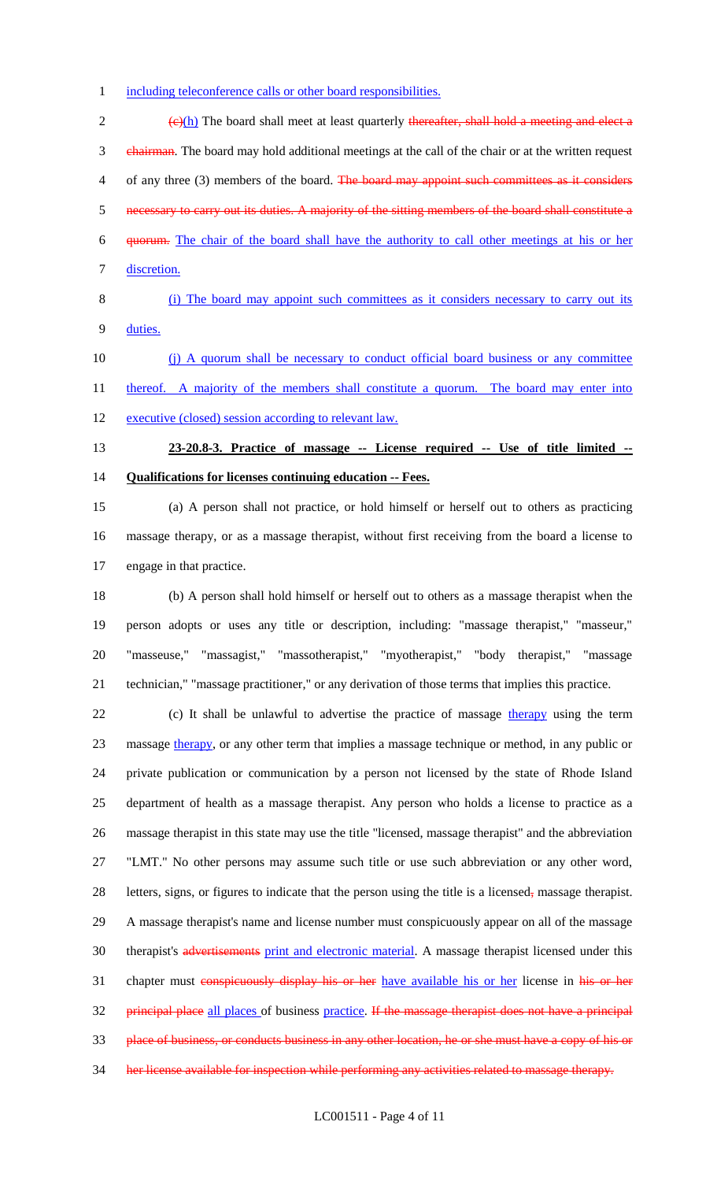including teleconference calls or other board responsibilities.

(c)(h) The board shall meet at least quarterly thereafter, shall hold a meeting and elect a chairman. The board may hold additional meetings at the call of the chair or at the written request of any three (3) members of the board. The board may appoint such committees as it considers necessary to carry out its duties. A majority of the sitting members of the board shall constitute a quorum. The chair of the board shall have the authority to call other meetings at his or her discretion.

(i) The board may appoint such committees as it considers necessary to carry out its duties.

(j) A quorum shall be necessary to conduct official board business or any committee thereof. A majority of the members shall constitute a quorum. The board may enter into executive (closed) session according to relevant law.

**23-20.8-3. Practice of massage -- License required -- Use of title limited -- Qualifications for licenses continuing education -- Fees.**

(a) A person shall not practice, or hold himself or herself out to others as practicing massage therapy, or as a massage therapist, without first receiving from the board a license to engage in that practice.

(b) A person shall hold himself or herself out to others as a massage therapist when the person adopts or uses any title or description, including: "massage therapist," "masseur," "masseuse," "massagist," "massotherapist," "myotherapist," "body therapist," "massage technician," "massage practitioner," or any derivation of those terms that implies this practice.

(c) It shall be unlawful to advertise the practice of massage therapy using the term massage therapy, or any other term that implies a massage technique or method, in any public or private publication or communication by a person not licensed by the state of Rhode Island department of health as a massage therapist. Any person who holds a license to practice as a massage therapist in this state may use the title "licensed, massage therapist" and the abbreviation "LMT." No other persons may assume such title or use such abbreviation or any other word, letters, signs, or figures to indicate that the person using the title is a licensed, massage therapist. A massage therapist's name and license number must conspicuously appear on all of the massage therapist's advertisements print and electronic material. A massage therapist licensed under this chapter must conspicuously display his or her have available his or her license in his or her principal place all places of business practice. If the massage therapist does not have a principal place of business, or conducts business in any other location, he or she must have a copy of his or her license available for inspection while performing any activities related to massage therapy.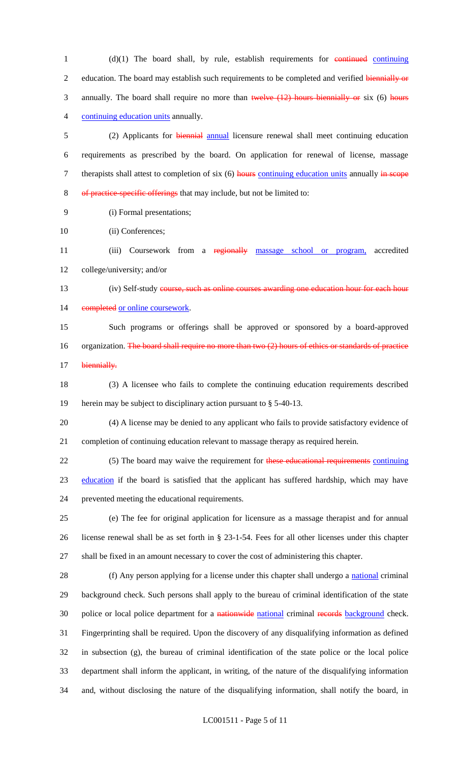(d)(1) The board shall, by rule, establish requirements for ~~continued~~ continuing education. The board may establish such requirements to be completed and verified ~~biennially or~~ annually. The board shall require no more than ~~twelve (12) hours biennially or~~ six (6) ~~hours~~ continuing education units annually.

(2) Applicants for ~~biennial~~ annual licensure renewal shall meet continuing education requirements as prescribed by the board. On application for renewal of license, massage therapists shall attest to completion of six (6) ~~hours~~ continuing education units annually ~~in scope of practice-specific offerings~~ that may include, but not be limited to:

(i) Formal presentations;

(ii) Conferences;

(iii) Coursework from a ~~regionally~~ massage school or program, accredited college/university; and/or

(iv) Self-study ~~course, such as online courses awarding one education hour for each hour completed~~ or online coursework.

Such programs or offerings shall be approved or sponsored by a board-approved organization. ~~The board shall require no more than two (2) hours of ethics or standards of practice biennially.~~

(3) A licensee who fails to complete the continuing education requirements described herein may be subject to disciplinary action pursuant to § 5-40-13.

(4) A license may be denied to any applicant who fails to provide satisfactory evidence of completion of continuing education relevant to massage therapy as required herein.

(5) The board may waive the requirement for ~~these educational requirements~~ continuing education if the board is satisfied that the applicant has suffered hardship, which may have prevented meeting the educational requirements.

(e) The fee for original application for licensure as a massage therapist and for annual license renewal shall be as set forth in § 23-1-54. Fees for all other licenses under this chapter shall be fixed in an amount necessary to cover the cost of administering this chapter.

(f) Any person applying for a license under this chapter shall undergo a national criminal background check. Such persons shall apply to the bureau of criminal identification of the state police or local police department for a ~~nationwide~~ national criminal ~~records~~ background check. Fingerprinting shall be required. Upon the discovery of any disqualifying information as defined in subsection (g), the bureau of criminal identification of the state police or the local police department shall inform the applicant, in writing, of the nature of the disqualifying information and, without disclosing the nature of the disqualifying information, shall notify the board, in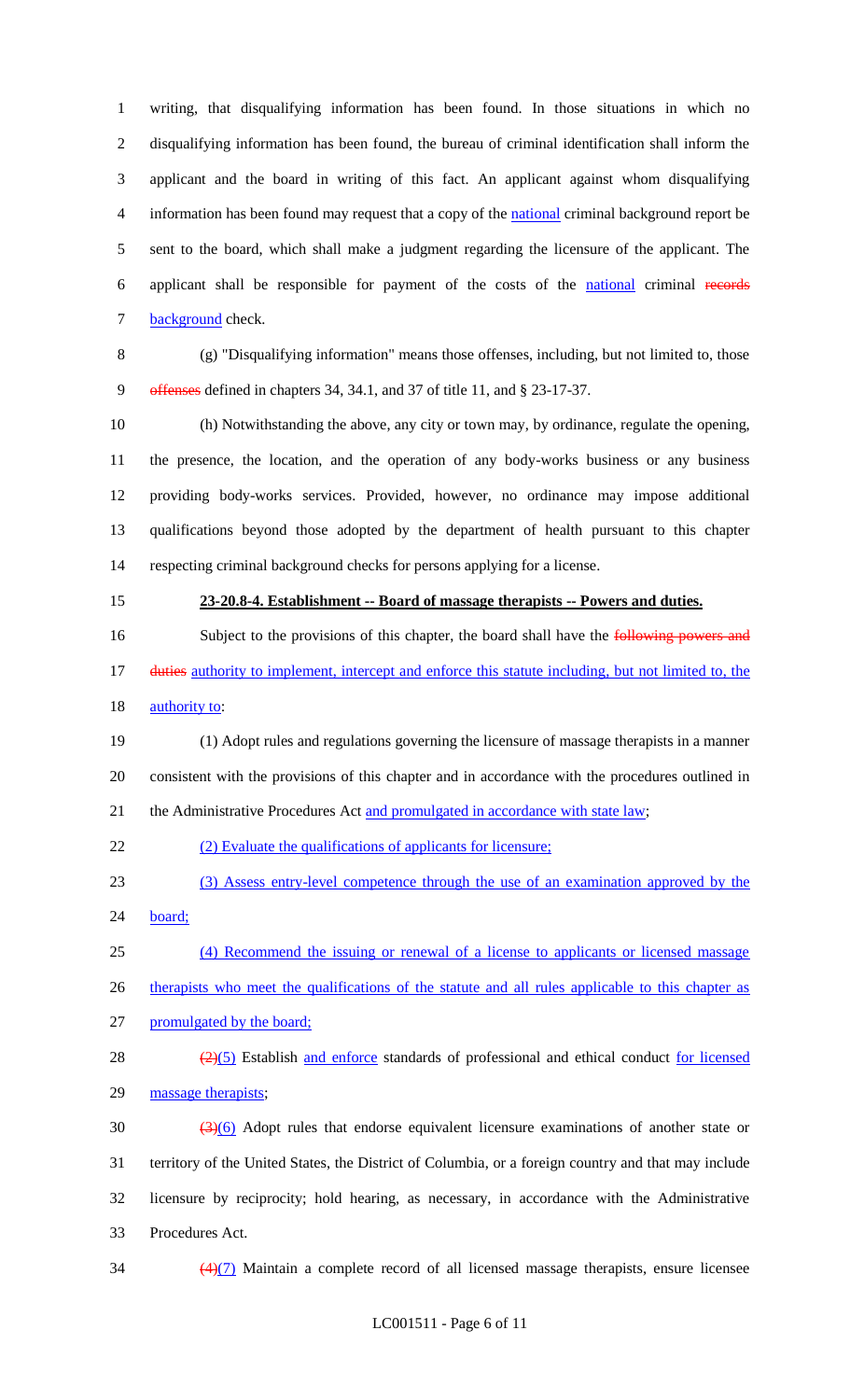writing, that disqualifying information has been found. In those situations in which no disqualifying information has been found, the bureau of criminal identification shall inform the applicant and the board in writing of this fact. An applicant against whom disqualifying information has been found may request that a copy of the national criminal background report be sent to the board, which shall make a judgment regarding the licensure of the applicant. The applicant shall be responsible for payment of the costs of the national criminal ~~records~~ background check.

(g) "Disqualifying information" means those offenses, including, but not limited to, those ~~offenses~~ defined in chapters 34, 34.1, and 37 of title 11, and § 23-17-37.

(h) Notwithstanding the above, any city or town may, by ordinance, regulate the opening, the presence, the location, and the operation of any body-works business or any business providing body-works services. Provided, however, no ordinance may impose additional qualifications beyond those adopted by the department of health pursuant to this chapter respecting criminal background checks for persons applying for a license.

**23-20.8-4. Establishment -- Board of massage therapists -- Powers and duties.**

Subject to the provisions of this chapter, the board shall have the ~~following powers and duties~~ authority to implement, intercept and enforce this statute including, but not limited to, the authority to:

(1) Adopt rules and regulations governing the licensure of massage therapists in a manner consistent with the provisions of this chapter and in accordance with the procedures outlined in the Administrative Procedures Act and promulgated in accordance with state law;

(2) Evaluate the qualifications of applicants for licensure;

(3) Assess entry-level competence through the use of an examination approved by the board;

(4) Recommend the issuing or renewal of a license to applicants or licensed massage therapists who meet the qualifications of the statute and all rules applicable to this chapter as promulgated by the board;

~~(2)~~(5) Establish and enforce standards of professional and ethical conduct for licensed massage therapists;

~~(3)~~(6) Adopt rules that endorse equivalent licensure examinations of another state or territory of the United States, the District of Columbia, or a foreign country and that may include licensure by reciprocity; hold hearing, as necessary, in accordance with the Administrative Procedures Act.

~~(4)~~(7) Maintain a complete record of all licensed massage therapists, ensure licensee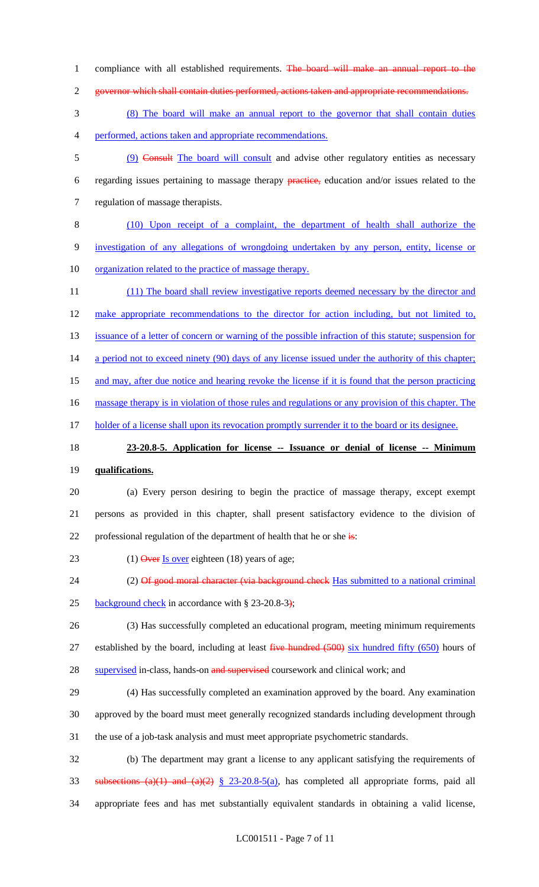compliance with all established requirements. ~~The board will make an annual report to the governor which shall contain duties performed, actions taken and appropriate recommendations.~~

(8) The board will make an annual report to the governor that shall contain duties performed, actions taken and appropriate recommendations.

(9) ~~Consult~~ The board will consult and advise other regulatory entities as necessary regarding issues pertaining to massage therapy ~~practice,~~ education and/or issues related to the regulation of massage therapists.

(10) Upon receipt of a complaint, the department of health shall authorize the investigation of any allegations of wrongdoing undertaken by any person, entity, license or organization related to the practice of massage therapy.

(11) The board shall review investigative reports deemed necessary by the director and make appropriate recommendations to the director for action including, but not limited to, issuance of a letter of concern or warning of the possible infraction of this statute; suspension for a period not to exceed ninety (90) days of any license issued under the authority of this chapter; and may, after due notice and hearing revoke the license if it is found that the person practicing massage therapy is in violation of those rules and regulations or any provision of this chapter. The holder of a license shall upon its revocation promptly surrender it to the board or its designee.

**23-20.8-5. Application for license -- Issuance or denial of license -- Minimum qualifications.**

(a) Every person desiring to begin the practice of massage therapy, except exempt persons as provided in this chapter, shall present satisfactory evidence to the division of professional regulation of the department of health that he or she ~~is~~:

(1) ~~Over~~ Is over eighteen (18) years of age;

(2) ~~Of good moral character (via background check~~ Has submitted to a national criminal background check in accordance with § 23-20.8-3~~)~~;

(3) Has successfully completed an educational program, meeting minimum requirements established by the board, including at least ~~five hundred (500)~~ six hundred fifty (650) hours of supervised in-class, hands-on ~~and supervised~~ coursework and clinical work; and

(4) Has successfully completed an examination approved by the board. Any examination approved by the board must meet generally recognized standards including development through the use of a job-task analysis and must meet appropriate psychometric standards.

(b) The department may grant a license to any applicant satisfying the requirements of ~~subsections (a)(1) and (a)(2)~~ § 23-20.8-5(a), has completed all appropriate forms, paid all appropriate fees and has met substantially equivalent standards in obtaining a valid license,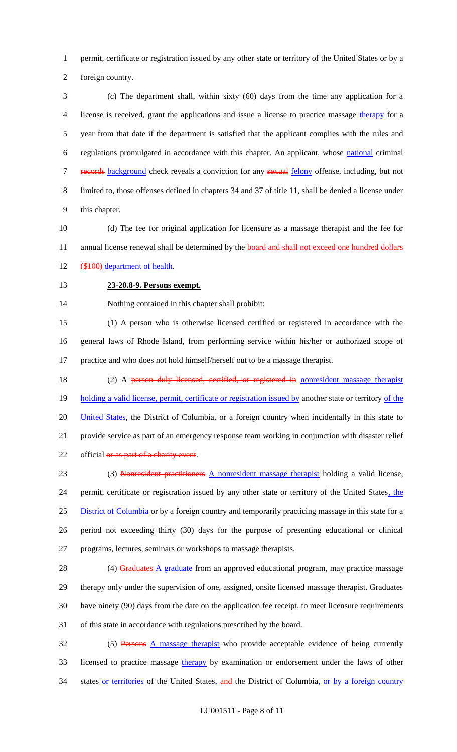permit, certificate or registration issued by any other state or territory of the United States or by a foreign country.

(c) The department shall, within sixty (60) days from the time any application for a license is received, grant the applications and issue a license to practice massage therapy for a year from that date if the department is satisfied that the applicant complies with the rules and regulations promulgated in accordance with this chapter. An applicant, whose national criminal records background check reveals a conviction for any sexual felony offense, including, but not limited to, those offenses defined in chapters 34 and 37 of title 11, shall be denied a license under this chapter.

(d) The fee for original application for licensure as a massage therapist and the fee for annual license renewal shall be determined by the board and shall not exceed one hundred dollars ($100) department of health.

**23-20.8-9. Persons exempt.**

Nothing contained in this chapter shall prohibit:

(1) A person who is otherwise licensed certified or registered in accordance with the general laws of Rhode Island, from performing service within his/her or authorized scope of practice and who does not hold himself/herself out to be a massage therapist.

(2) A person duly licensed, certified, or registered in nonresident massage therapist holding a valid license, permit, certificate or registration issued by another state or territory of the United States, the District of Columbia, or a foreign country when incidentally in this state to provide service as part of an emergency response team working in conjunction with disaster relief official or as part of a charity event.

(3) Nonresident practitioners A nonresident massage therapist holding a valid license, permit, certificate or registration issued by any other state or territory of the United States, the District of Columbia or by a foreign country and temporarily practicing massage in this state for a period not exceeding thirty (30) days for the purpose of presenting educational or clinical programs, lectures, seminars or workshops to massage therapists.

(4) Graduates A graduate from an approved educational program, may practice massage therapy only under the supervision of one, assigned, onsite licensed massage therapist. Graduates have ninety (90) days from the date on the application fee receipt, to meet licensure requirements of this state in accordance with regulations prescribed by the board.

(5) Persons A massage therapist who provide acceptable evidence of being currently licensed to practice massage therapy by examination or endorsement under the laws of other states or territories of the United States, and the District of Columbia, or by a foreign country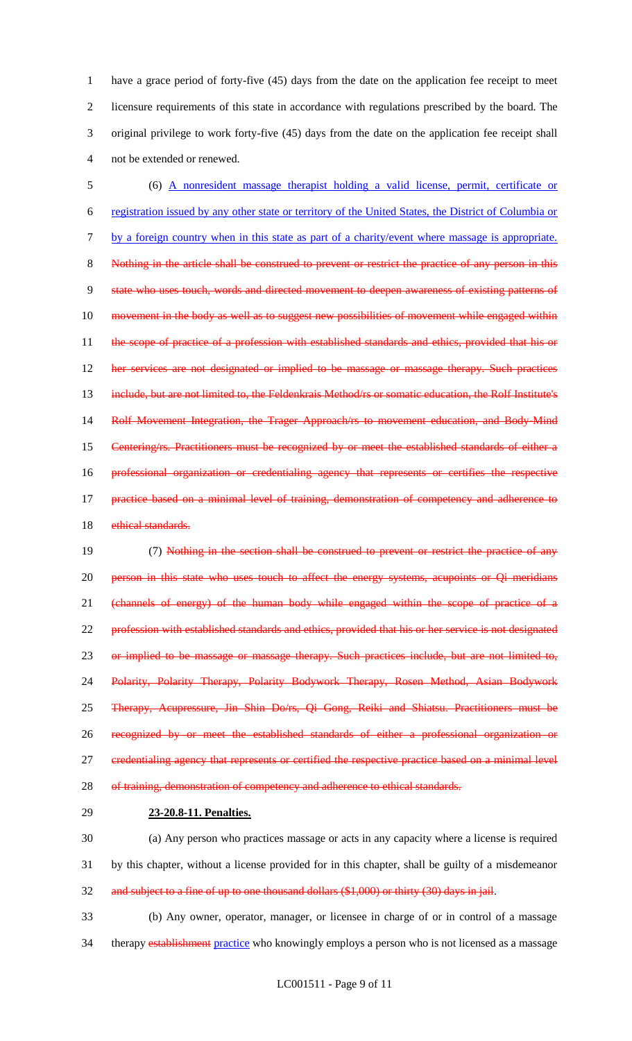have a grace period of forty-five (45) days from the date on the application fee receipt to meet licensure requirements of this state in accordance with regulations prescribed by the board. The original privilege to work forty-five (45) days from the date on the application fee receipt shall not be extended or renewed.

(6) A nonresident massage therapist holding a valid license, permit, certificate or registration issued by any other state or territory of the United States, the District of Columbia or by a foreign country when in this state as part of a charity/event where massage is appropriate. ~~Nothing in the article shall be construed to prevent or restrict the practice of any person in this state who uses touch, words and directed movement to deepen awareness of existing patterns of movement in the body as well as to suggest new possibilities of movement while engaged within the scope of practice of a profession with established standards and ethics, provided that his or her services are not designated or implied to be massage or massage therapy. Such practices include, but are not limited to, the Feldenkrais Method/rs or somatic education, the Rolf Institute's Rolf Movement Integration, the Trager Approach/rs to movement education, and Body-Mind Centering/rs. Practitioners must be recognized by or meet the established standards of either a professional organization or credentialing agency that represents or certifies the respective practice based on a minimal level of training, demonstration of competency and adherence to ethical standards.~~

(7) ~~Nothing in the section shall be construed to prevent or restrict the practice of any person in this state who uses touch to affect the energy systems, acupoints or Qi meridians (channels of energy) of the human body while engaged within the scope of practice of a profession with established standards and ethics, provided that his or her service is not designated or implied to be massage or massage therapy. Such practices include, but are not limited to, Polarity, Polarity Therapy, Polarity Bodywork Therapy, Rosen Method, Asian Bodywork Therapy, Acupressure, Jin Shin Do/rs, Qi Gong, Reiki and Shiatsu. Practitioners must be recognized by or meet the established standards of either a professional organization or credentialing agency that represents or certified the respective practice based on a minimal level of training, demonstration of competency and adherence to ethical standards.~~

**23-20.8-11. Penalties.**

(a) Any person who practices massage or acts in any capacity where a license is required by this chapter, without a license provided for in this chapter, shall be guilty of a misdemeanor ~~and subject to a fine of up to one thousand dollars ($1,000) or thirty (30) days in jail~~.

(b) Any owner, operator, manager, or licensee in charge of or in control of a massage therapy ~~establishment~~ practice who knowingly employs a person who is not licensed as a massage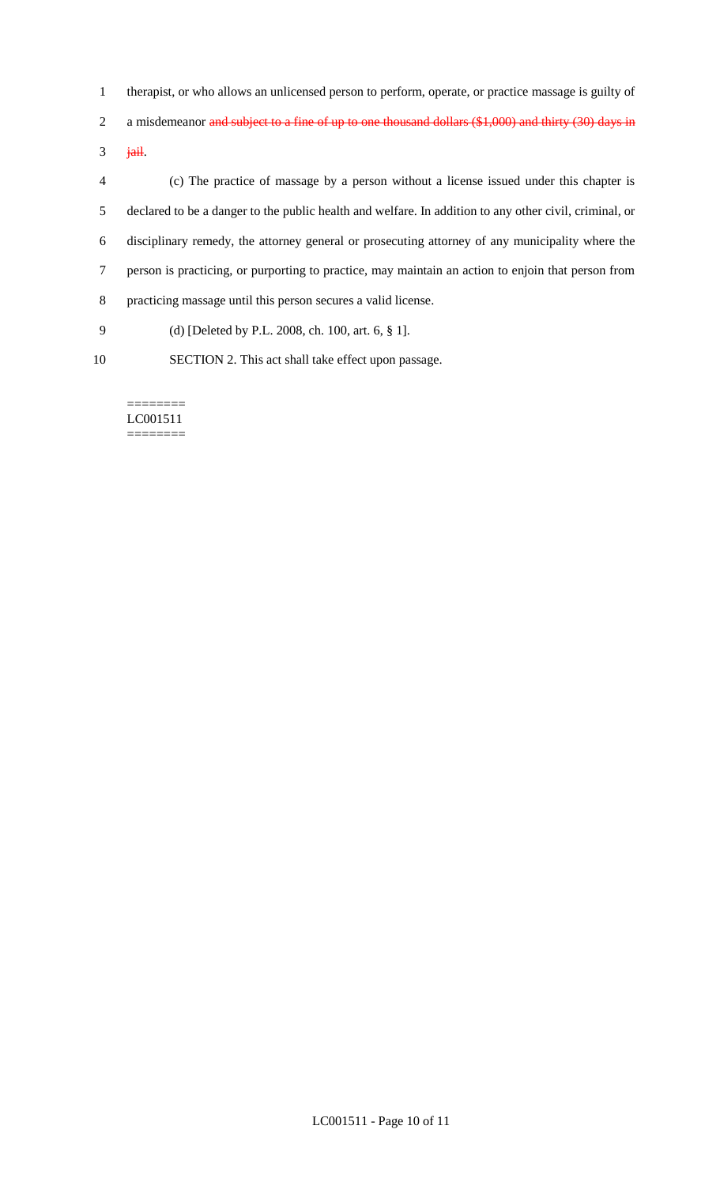therapist, or who allows an unlicensed person to perform, operate, or practice massage is guilty of a misdemeanor ~~and subject to a fine of up to one thousand dollars ($1,000) and thirty (30) days in jail~~.

(c) The practice of massage by a person without a license issued under this chapter is declared to be a danger to the public health and welfare. In addition to any other civil, criminal, or disciplinary remedy, the attorney general or prosecuting attorney of any municipality where the person is practicing, or purporting to practice, may maintain an action to enjoin that person from practicing massage until this person secures a valid license.

(d) [Deleted by P.L. 2008, ch. 100, art. 6, § 1].

SECTION 2. This act shall take effect upon passage.

========
LC001511
========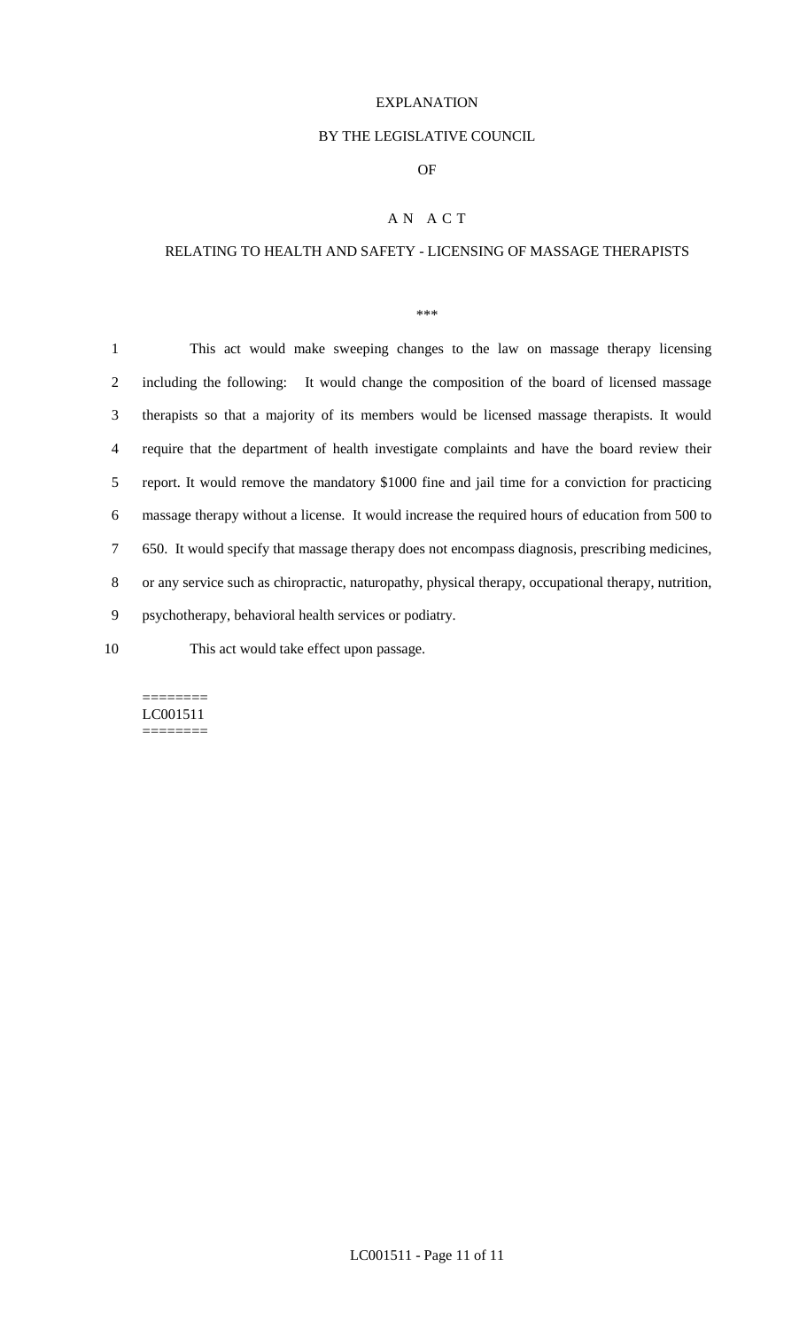EXPLANATION

BY THE LEGISLATIVE COUNCIL

OF

A N A C T

RELATING TO HEALTH AND SAFETY - LICENSING OF MASSAGE THERAPISTS

\*\*\*

This act would make sweeping changes to the law on massage therapy licensing including the following: It would change the composition of the board of licensed massage therapists so that a majority of its members would be licensed massage therapists. It would require that the department of health investigate complaints and have the board review their report. It would remove the mandatory $1000 fine and jail time for a conviction for practicing massage therapy without a license. It would increase the required hours of education from 500 to 650. It would specify that massage therapy does not encompass diagnosis, prescribing medicines, or any service such as chiropractic, naturopathy, physical therapy, occupational therapy, nutrition, psychotherapy, behavioral health services or podiatry.

This act would take effect upon passage.

========
LC001511
========